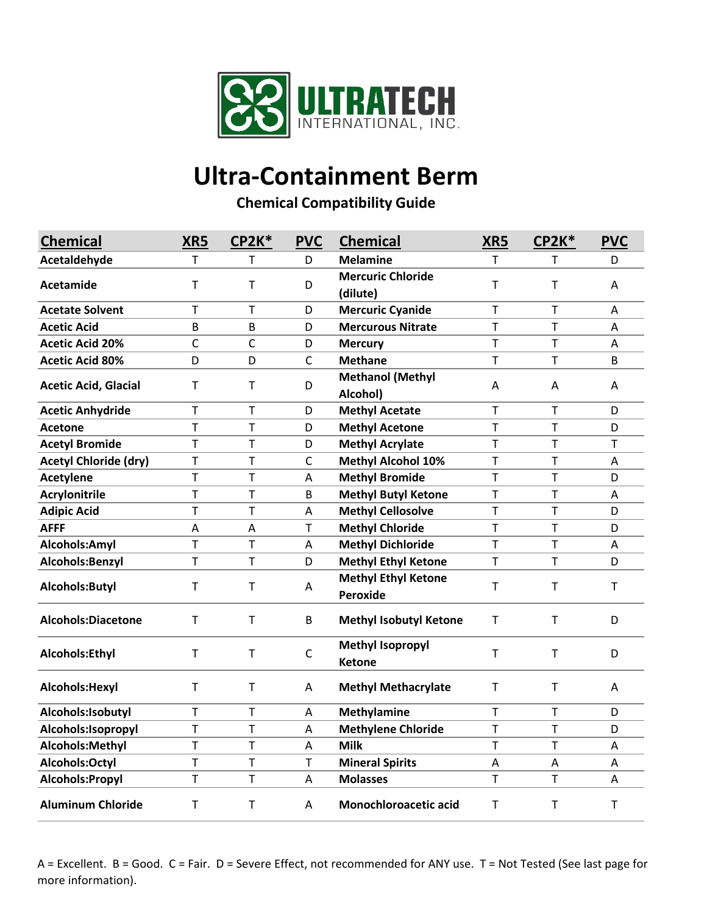ULTRATECH INTERNATIONAL, INC.

# Ultra-Containment Berm

## Chemical Compatibility Guide

| Chemical | XR5 | CP2K* | PVC | Chemical | XR5 | CP2K* | PVC |
|---|---|---|---|---|---|---|---|
| Acetaldehyde | T | T | D | Melamine | T | T | D |
| Acetamide | T | T | D | Mercuric Chloride (dilute) | T | T | A |
| Acetate Solvent | T | T | D | Mercuric Cyanide | T | T | A |
| Acetic Acid | B | B | D | Mercurous Nitrate | T | T | A |
| Acetic Acid 20% | C | C | D | Mercury | T | T | A |
| Acetic Acid 80% | D | D | C | Methane | T | T | B |
| Acetic Acid, Glacial | T | T | D | Methanol (Methyl Alcohol) | A | A | A |
| Acetic Anhydride | T | T | D | Methyl Acetate | T | T | D |
| Acetone | T | T | D | Methyl Acetone | T | T | D |
| Acetyl Bromide | T | T | D | Methyl Acrylate | T | T | T |
| Acetyl Chloride (dry) | T | T | C | Methyl Alcohol 10% | T | T | A |
| Acetylene | T | T | A | Methyl Bromide | T | T | D |
| Acrylonitrile | T | T | B | Methyl Butyl Ketone | T | T | A |
| Adipic Acid | T | T | A | Methyl Cellosolve | T | T | D |
| AFFF | A | A | T | Methyl Chloride | T | T | D |
| Alcohols:Amyl | T | T | A | Methyl Dichloride | T | T | A |
| Alcohols:Benzyl | T | T | D | Methyl Ethyl Ketone | T | T | D |
| Alcohols:Butyl | T | T | A | Methyl Ethyl Ketone Peroxide | T | T | T |
| Alcohols:Diacetone | T | T | B | Methyl Isobutyl Ketone | T | T | D |
| Alcohols:Ethyl | T | T | C | Methyl Isopropyl Ketone | T | T | D |
| Alcohols:Hexyl | T | T | A | Methyl Methacrylate | T | T | A |
| Alcohols:Isobutyl | T | T | A | Methylamine | T | T | D |
| Alcohols:Isopropyl | T | T | A | Methylene Chloride | T | T | D |
| Alcohols:Methyl | T | T | A | Milk | T | T | A |
| Alcohols:Octyl | T | T | T | Mineral Spirits | A | A | A |
| Alcohols:Propyl | T | T | A | Molasses | T | T | A |
| Aluminum Chloride | T | T | A | Monochloroacetic acid | T | T | T |

A = Excellent. B = Good. C = Fair. D = Severe Effect, not recommended for ANY use. T = Not Tested (See last page for more information).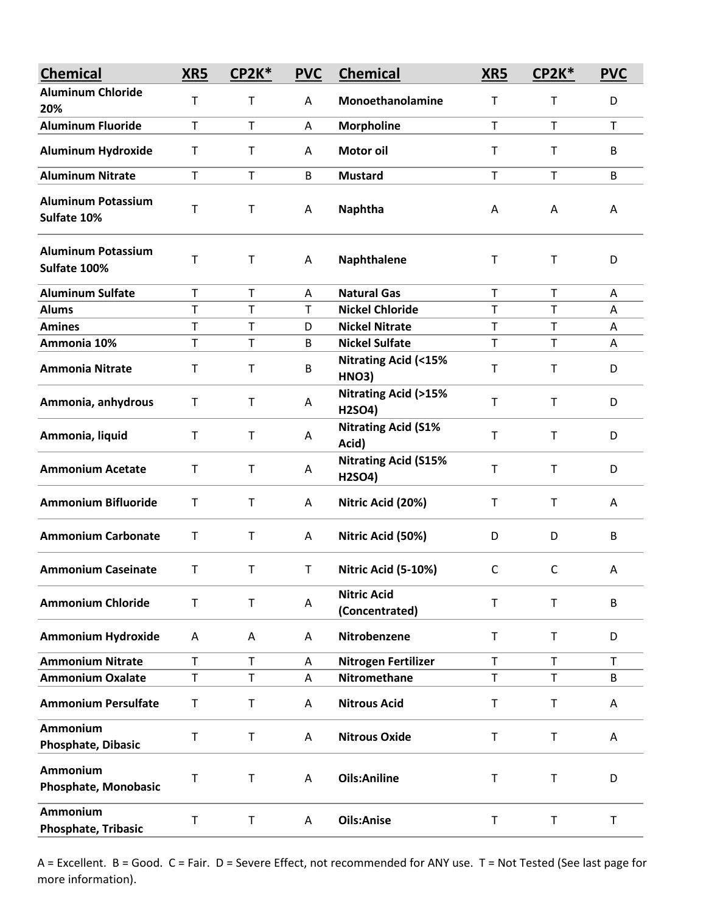| Chemical | XR5 | CP2K* | PVC | Chemical | XR5 | CP2K* | PVC |
|---|---|---|---|---|---|---|---|
| **Aluminum Chloride 20%** | T | T | A | **Monoethanolamine** | T | T | D |
| **Aluminum Fluoride** | T | T | A | **Morpholine** | T | T | T |
| **Aluminum Hydroxide** | T | T | A | **Motor oil** | T | T | B |
| **Aluminum Nitrate** | T | T | B | **Mustard** | T | T | B |
| **Aluminum Potassium Sulfate 10%** | T | T | A | **Naphtha** | A | A | A |
| **Aluminum Potassium Sulfate 100%** | T | T | A | **Naphthalene** | T | T | D |
| **Aluminum Sulfate** | T | T | A | **Natural Gas** | T | T | A |
| **Alums** | T | T | T | **Nickel Chloride** | T | T | A |
| **Amines** | T | T | D | **Nickel Nitrate** | T | T | A |
| **Ammonia 10%** | T | T | B | **Nickel Sulfate** | T | T | A |
| **Ammonia Nitrate** | T | T | B | **Nitrating Acid (<15% HNO3)** | T | T | D |
| **Ammonia, anhydrous** | T | T | A | **Nitrating Acid (>15% H2SO4)** | T | T | D |
| **Ammonia, liquid** | T | T | A | **Nitrating Acid (S1% Acid)** | T | T | D |
| **Ammonium Acetate** | T | T | A | **Nitrating Acid (S15% H2SO4)** | T | T | D |
| **Ammonium Bifluoride** | T | T | A | **Nitric Acid (20%)** | T | T | A |
| **Ammonium Carbonate** | T | T | A | **Nitric Acid (50%)** | D | D | B |
| **Ammonium Caseinate** | T | T | T | **Nitric Acid (5-10%)** | C | C | A |
| **Ammonium Chloride** | T | T | A | **Nitric Acid (Concentrated)** | T | T | B |
| **Ammonium Hydroxide** | A | A | A | **Nitrobenzene** | T | T | D |
| **Ammonium Nitrate** | T | T | A | **Nitrogen Fertilizer** | T | T | T |
| **Ammonium Oxalate** | T | T | A | **Nitromethane** | T | T | B |
| **Ammonium Persulfate** | T | T | A | **Nitrous Acid** | T | T | A |
| **Ammonium Phosphate, Dibasic** | T | T | A | **Nitrous Oxide** | T | T | A |
| **Ammonium Phosphate, Monobasic** | T | T | A | **Oils:Aniline** | T | T | D |
| **Ammonium Phosphate, Tribasic** | T | T | A | **Oils:Anise** | T | T | T |

A = Excellent. B = Good. C = Fair. D = Severe Effect, not recommended for ANY use. T = Not Tested (See last page for more information).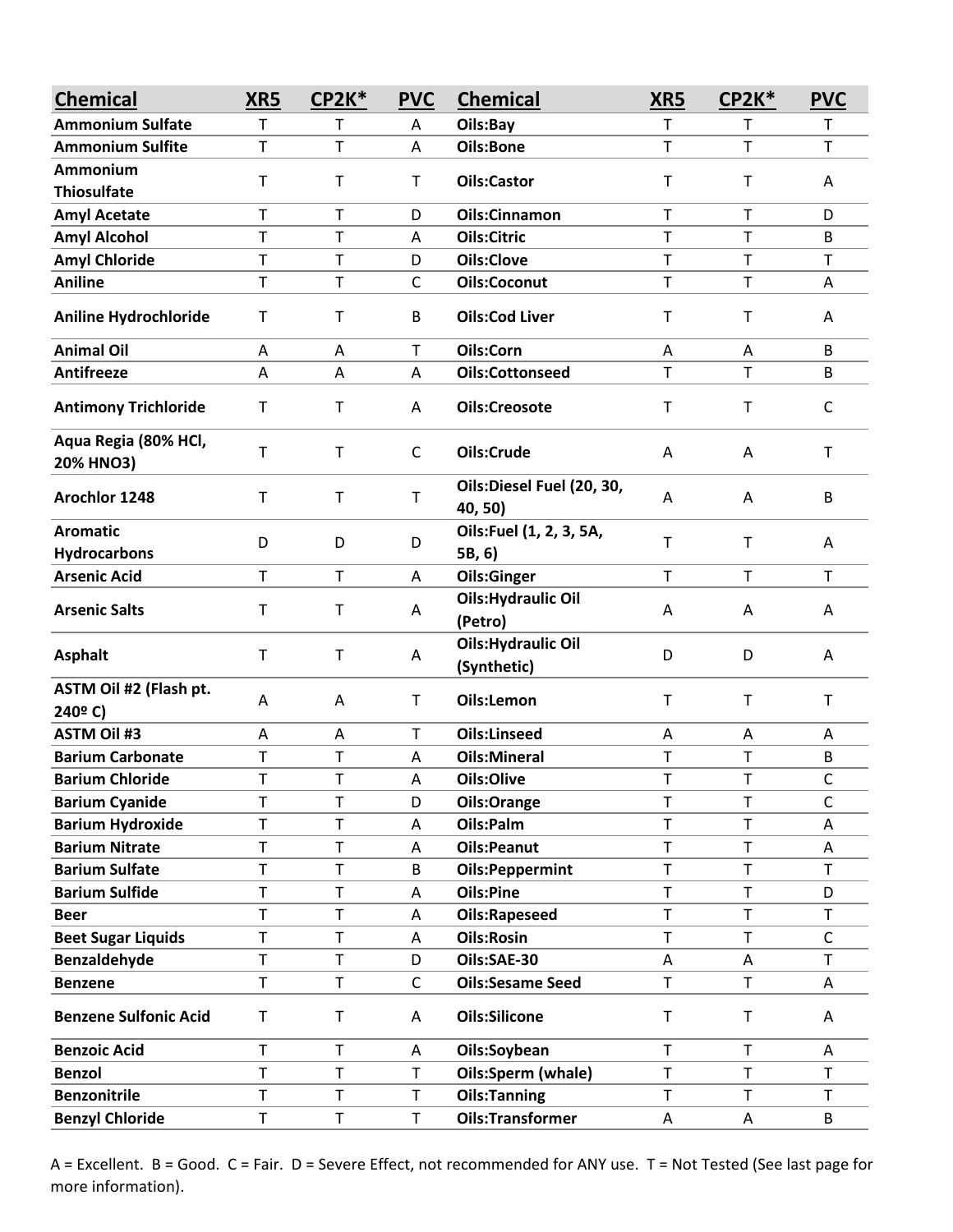| Chemical | XR5 | CP2K* | PVC | Chemical | XR5 | CP2K* | PVC |
|---|---|---|---|---|---|---|---|
| **Ammonium Sulfate** | T | T | A | **Oils:Bay** | T | T | T |
| **Ammonium Sulfite** | T | T | A | **Oils:Bone** | T | T | T |
| **Ammonium Thiosulfate** | T | T | T | **Oils:Castor** | T | T | A |
| **Amyl Acetate** | T | T | D | **Oils:Cinnamon** | T | T | D |
| **Amyl Alcohol** | T | T | A | **Oils:Citric** | T | T | B |
| **Amyl Chloride** | T | T | D | **Oils:Clove** | T | T | T |
| **Aniline** | T | T | C | **Oils:Coconut** | T | T | A |
| **Aniline Hydrochloride** | T | T | B | **Oils:Cod Liver** | T | T | A |
| **Animal Oil** | A | A | T | **Oils:Corn** | A | A | B |
| **Antifreeze** | A | A | A | **Oils:Cottonseed** | T | T | B |
| **Antimony Trichloride** | T | T | A | **Oils:Creosote** | T | T | C |
| **Aqua Regia (80% HCl, 20% HNO3)** | T | T | C | **Oils:Crude** | A | A | T |
| **Arochlor 1248** | T | T | T | **Oils:Diesel Fuel (20, 30, 40, 50)** | A | A | B |
| **Aromatic Hydrocarbons** | D | D | D | **Oils:Fuel (1, 2, 3, 5A, 5B, 6)** | T | T | A |
| **Arsenic Acid** | T | T | A | **Oils:Ginger** | T | T | T |
| **Arsenic Salts** | T | T | A | **Oils:Hydraulic Oil (Petro)** | A | A | A |
| **Asphalt** | T | T | A | **Oils:Hydraulic Oil (Synthetic)** | D | D | A |
| **ASTM Oil #2 (Flash pt. 240º C)** | A | A | T | **Oils:Lemon** | T | T | T |
| **ASTM Oil #3** | A | A | T | **Oils:Linseed** | A | A | A |
| **Barium Carbonate** | T | T | A | **Oils:Mineral** | T | T | B |
| **Barium Chloride** | T | T | A | **Oils:Olive** | T | T | C |
| **Barium Cyanide** | T | T | D | **Oils:Orange** | T | T | C |
| **Barium Hydroxide** | T | T | A | **Oils:Palm** | T | T | A |
| **Barium Nitrate** | T | T | A | **Oils:Peanut** | T | T | A |
| **Barium Sulfate** | T | T | B | **Oils:Peppermint** | T | T | T |
| **Barium Sulfide** | T | T | A | **Oils:Pine** | T | T | D |
| **Beer** | T | T | A | **Oils:Rapeseed** | T | T | T |
| **Beet Sugar Liquids** | T | T | A | **Oils:Rosin** | T | T | C |
| **Benzaldehyde** | T | T | D | **Oils:SAE-30** | A | A | T |
| **Benzene** | T | T | C | **Oils:Sesame Seed** | T | T | A |
| **Benzene Sulfonic Acid** | T | T | A | **Oils:Silicone** | T | T | A |
| **Benzoic Acid** | T | T | A | **Oils:Soybean** | T | T | A |
| **Benzol** | T | T | T | **Oils:Sperm (whale)** | T | T | T |
| **Benzonitrile** | T | T | T | **Oils:Tanning** | T | T | T |
| **Benzyl Chloride** | T | T | T | **Oils:Transformer** | A | A | B |

A = Excellent. B = Good. C = Fair. D = Severe Effect, not recommended for ANY use. T = Not Tested (See last page for more information).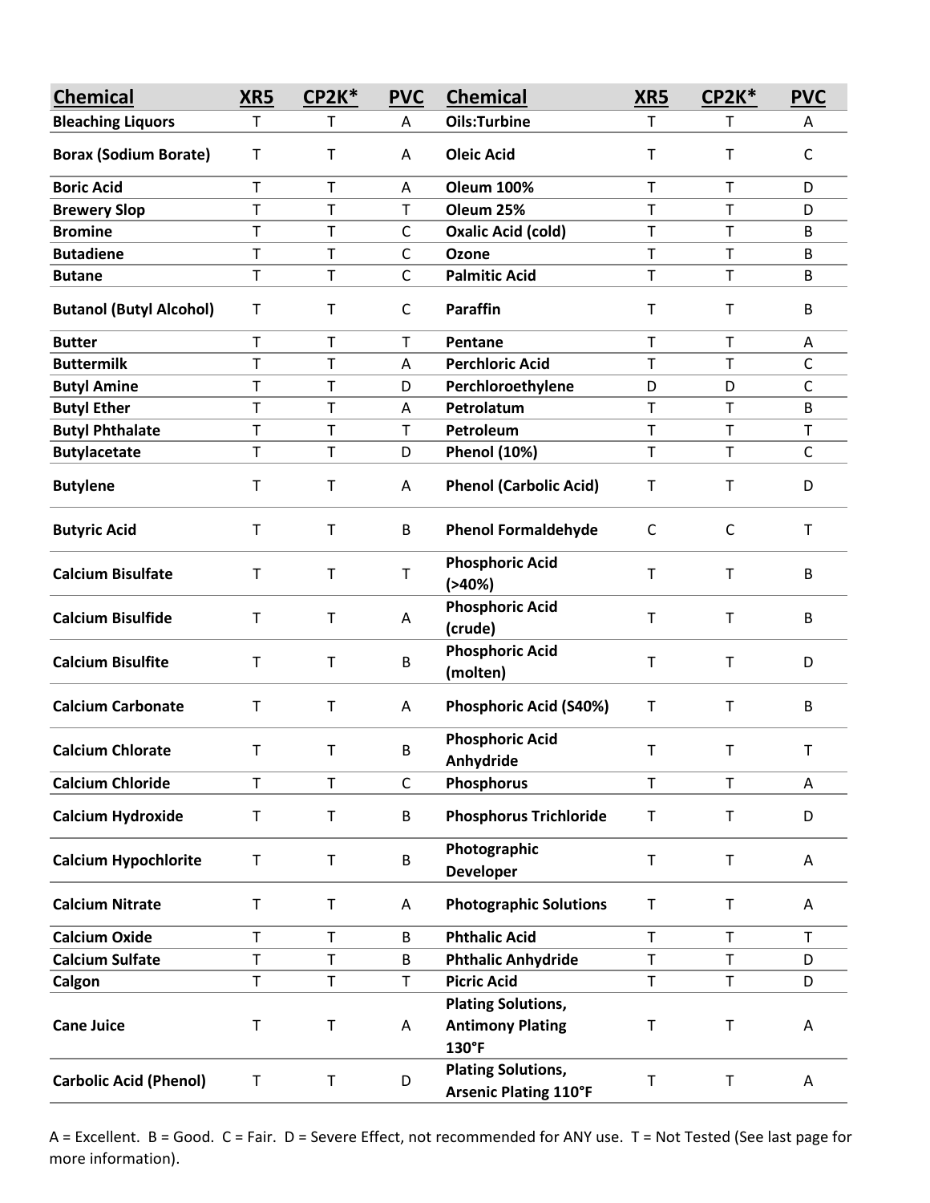| Chemical | XR5 | CP2K* | PVC | Chemical | XR5 | CP2K* | PVC |
|---|---|---|---|---|---|---|---|
| Bleaching Liquors | T | T | A | Oils:Turbine | T | T | A |
| Borax (Sodium Borate) | T | T | A | Oleic Acid | T | T | C |
| Boric Acid | T | T | A | Oleum 100% | T | T | D |
| Brewery Slop | T | T | T | Oleum 25% | T | T | D |
| Bromine | T | T | C | Oxalic Acid (cold) | T | T | B |
| Butadiene | T | T | C | Ozone | T | T | B |
| Butane | T | T | C | Palmitic Acid | T | T | B |
| Butanol (Butyl Alcohol) | T | T | C | Paraffin | T | T | B |
| Butter | T | T | T | Pentane | T | T | A |
| Buttermilk | T | T | A | Perchloric Acid | T | T | C |
| Butyl Amine | T | T | D | Perchloroethylene | D | D | C |
| Butyl Ether | T | T | A | Petrolatum | T | T | B |
| Butyl Phthalate | T | T | T | Petroleum | T | T | T |
| Butylacetate | T | T | D | Phenol (10%) | T | T | C |
| Butylene | T | T | A | Phenol (Carbolic Acid) | T | T | D |
| Butyric Acid | T | T | B | Phenol Formaldehyde | C | C | T |
| Calcium Bisulfate | T | T | T | Phosphoric Acid (>40%) | T | T | B |
| Calcium Bisulfide | T | T | A | Phosphoric Acid (crude) | T | T | B |
| Calcium Bisulfite | T | T | B | Phosphoric Acid (molten) | T | T | D |
| Calcium Carbonate | T | T | A | Phosphoric Acid (S40%) | T | T | B |
| Calcium Chlorate | T | T | B | Phosphoric Acid Anhydride | T | T | T |
| Calcium Chloride | T | T | C | Phosphorus | T | T | A |
| Calcium Hydroxide | T | T | B | Phosphorus Trichloride | T | T | D |
| Calcium Hypochlorite | T | T | B | Photographic Developer | T | T | A |
| Calcium Nitrate | T | T | A | Photographic Solutions | T | T | A |
| Calcium Oxide | T | T | B | Phthalic Acid | T | T | T |
| Calcium Sulfate | T | T | B | Phthalic Anhydride | T | T | D |
| Calgon | T | T | T | Picric Acid | T | T | D |
| Cane Juice | T | T | A | Plating Solutions, Antimony Plating 130°F | T | T | A |
| Carbolic Acid (Phenol) | T | T | D | Plating Solutions, Arsenic Plating 110°F | T | T | A |

A = Excellent. B = Good. C = Fair. D = Severe Effect, not recommended for ANY use. T = Not Tested (See last page for more information).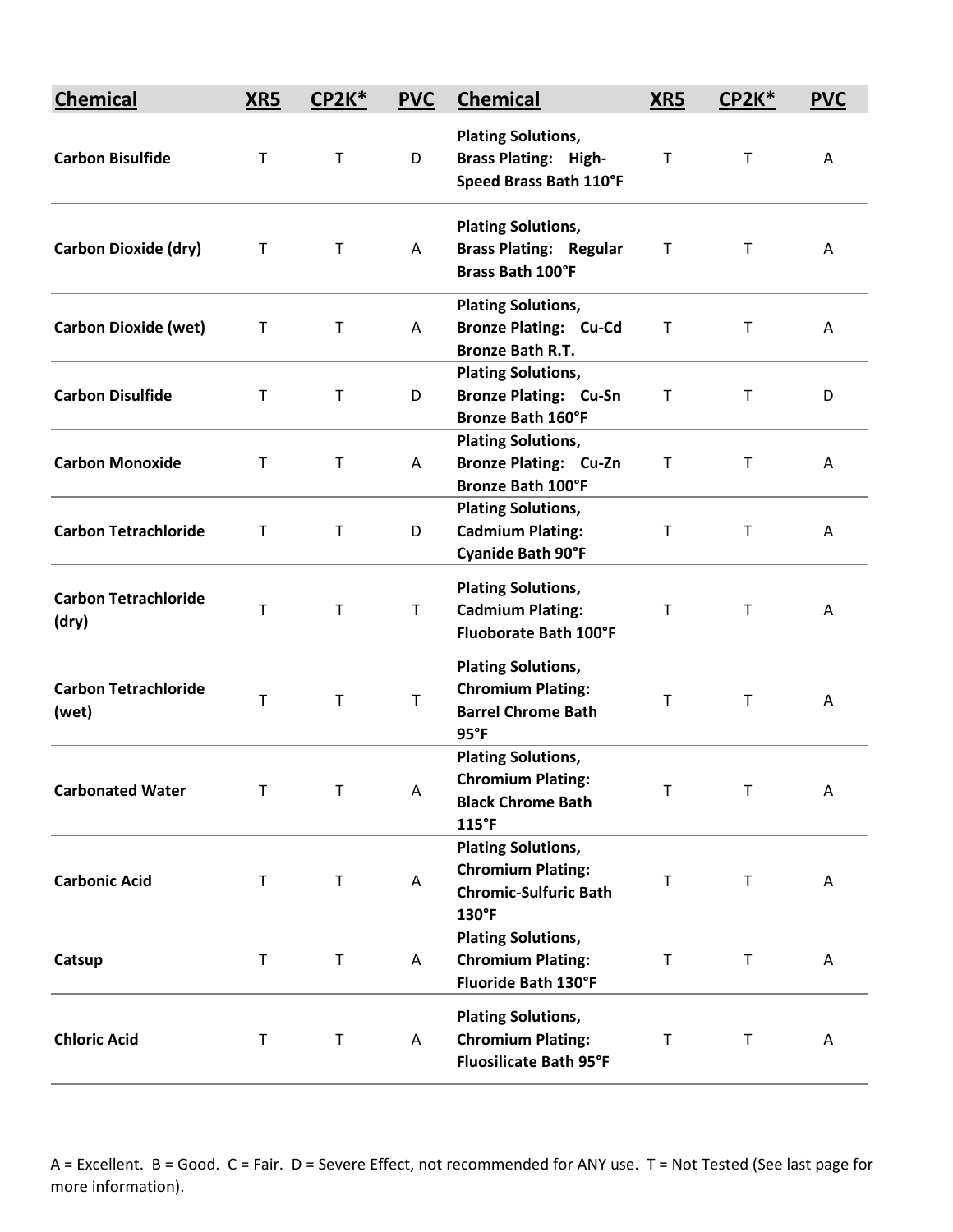| Chemical | XR5 | CP2K* | PVC | Chemical | XR5 | CP2K* | PVC |
|---|---|---|---|---|---|---|---|
| **Carbon Bisulfide** | T | T | D | **Plating Solutions, Brass Plating: High-Speed Brass Bath 110°F** | T | T | A |
| **Carbon Dioxide (dry)** | T | T | A | **Plating Solutions, Brass Plating: Regular Brass Bath 100°F** | T | T | A |
| **Carbon Dioxide (wet)** | T | T | A | **Plating Solutions, Bronze Plating: Cu-Cd Bronze Bath R.T.** | T | T | A |
| **Carbon Disulfide** | T | T | D | **Plating Solutions, Bronze Plating: Cu-Sn Bronze Bath 160°F** | T | T | D |
| **Carbon Monoxide** | T | T | A | **Plating Solutions, Bronze Plating: Cu-Zn Bronze Bath 100°F** | T | T | A |
| **Carbon Tetrachloride** | T | T | D | **Plating Solutions, Cadmium Plating: Cyanide Bath 90°F** | T | T | A |
| **Carbon Tetrachloride (dry)** | T | T | T | **Plating Solutions, Cadmium Plating: Fluoborate Bath 100°F** | T | T | A |
| **Carbon Tetrachloride (wet)** | T | T | T | **Plating Solutions, Chromium Plating: Barrel Chrome Bath 95°F** | T | T | A |
| **Carbonated Water** | T | T | A | **Plating Solutions, Chromium Plating: Black Chrome Bath 115°F** | T | T | A |
| **Carbonic Acid** | T | T | A | **Plating Solutions, Chromium Plating: Chromic-Sulfuric Bath 130°F** | T | T | A |
| **Catsup** | T | T | A | **Plating Solutions, Chromium Plating: Fluoride Bath 130°F** | T | T | A |
| **Chloric Acid** | T | T | A | **Plating Solutions, Chromium Plating: Fluosilicate Bath 95°F** | T | T | A |

A = Excellent. B = Good. C = Fair. D = Severe Effect, not recommended for ANY use. T = Not Tested (See last page for more information).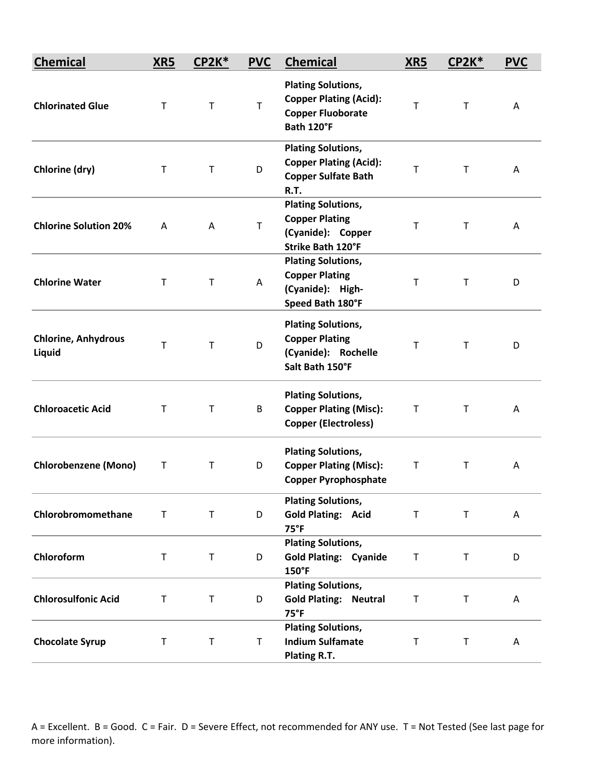| Chemical | XR5 | CP2K* | PVC | Chemical | XR5 | CP2K* | PVC |
|---|---|---|---|---|---|---|---|
| Chlorinated Glue | T | T | T | Plating Solutions, Copper Plating (Acid): Copper Fluoborate Bath 120°F | T | T | A |
| Chlorine (dry) | T | T | D | Plating Solutions, Copper Plating (Acid): Copper Sulfate Bath R.T. | T | T | A |
| Chlorine Solution 20% | A | A | T | Plating Solutions, Copper Plating (Cyanide): Copper Strike Bath 120°F | T | T | A |
| Chlorine Water | T | T | A | Plating Solutions, Copper Plating (Cyanide): High-Speed Bath 180°F | T | T | D |
| Chlorine, Anhydrous Liquid | T | T | D | Plating Solutions, Copper Plating (Cyanide): Rochelle Salt Bath 150°F | T | T | D |
| Chloroacetic Acid | T | T | B | Plating Solutions, Copper Plating (Misc): Copper (Electroless) | T | T | A |
| Chlorobenzene (Mono) | T | T | D | Plating Solutions, Copper Plating (Misc): Copper Pyrophosphate | T | T | A |
| Chlorobromomethane | T | T | D | Plating Solutions, Gold Plating: Acid 75°F | T | T | A |
| Chloroform | T | T | D | Plating Solutions, Gold Plating: Cyanide 150°F | T | T | D |
| Chlorosulfonic Acid | T | T | D | Plating Solutions, Gold Plating: Neutral 75°F | T | T | A |
| Chocolate Syrup | T | T | T | Plating Solutions, Indium Sulfamate Plating R.T. | T | T | A |

A = Excellent. B = Good. C = Fair. D = Severe Effect, not recommended for ANY use. T = Not Tested (See last page for more information).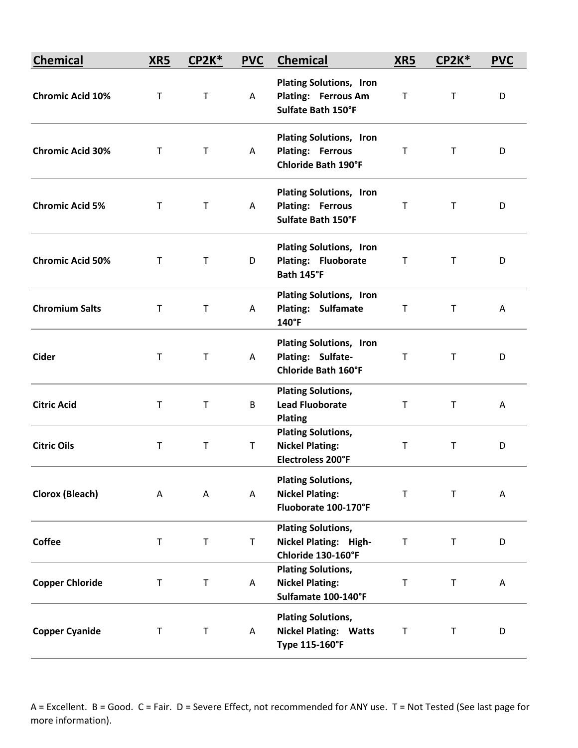| Chemical | XR5 | CP2K* | PVC | Chemical | XR5 | CP2K* | PVC |
|---|---|---|---|---|---|---|---|
| Chromic Acid 10% | T | T | A | Plating Solutions, Iron Plating: Ferrous Am Sulfate Bath 150°F | T | T | D |
| Chromic Acid 30% | T | T | A | Plating Solutions, Iron Plating: Ferrous Chloride Bath 190°F | T | T | D |
| Chromic Acid 5% | T | T | A | Plating Solutions, Iron Plating: Ferrous Sulfate Bath 150°F | T | T | D |
| Chromic Acid 50% | T | T | D | Plating Solutions, Iron Plating: Fluoborate Bath 145°F | T | T | D |
| Chromium Salts | T | T | A | Plating Solutions, Iron Plating: Sulfamate 140°F | T | T | A |
| Cider | T | T | A | Plating Solutions, Iron Plating: Sulfate-Chloride Bath 160°F | T | T | D |
| Citric Acid | T | T | B | Plating Solutions, Lead Fluoborate Plating | T | T | A |
| Citric Oils | T | T | T | Plating Solutions, Nickel Plating: Electroless 200°F | T | T | D |
| Clorox (Bleach) | A | A | A | Plating Solutions, Nickel Plating: Fluoborate 100-170°F | T | T | A |
| Coffee | T | T | T | Plating Solutions, Nickel Plating: High-Chloride 130-160°F | T | T | D |
| Copper Chloride | T | T | A | Plating Solutions, Nickel Plating: Sulfamate 100-140°F | T | T | A |
| Copper Cyanide | T | T | A | Plating Solutions, Nickel Plating: Watts Type 115-160°F | T | T | D |

A = Excellent. B = Good. C = Fair. D = Severe Effect, not recommended for ANY use. T = Not Tested (See last page for more information).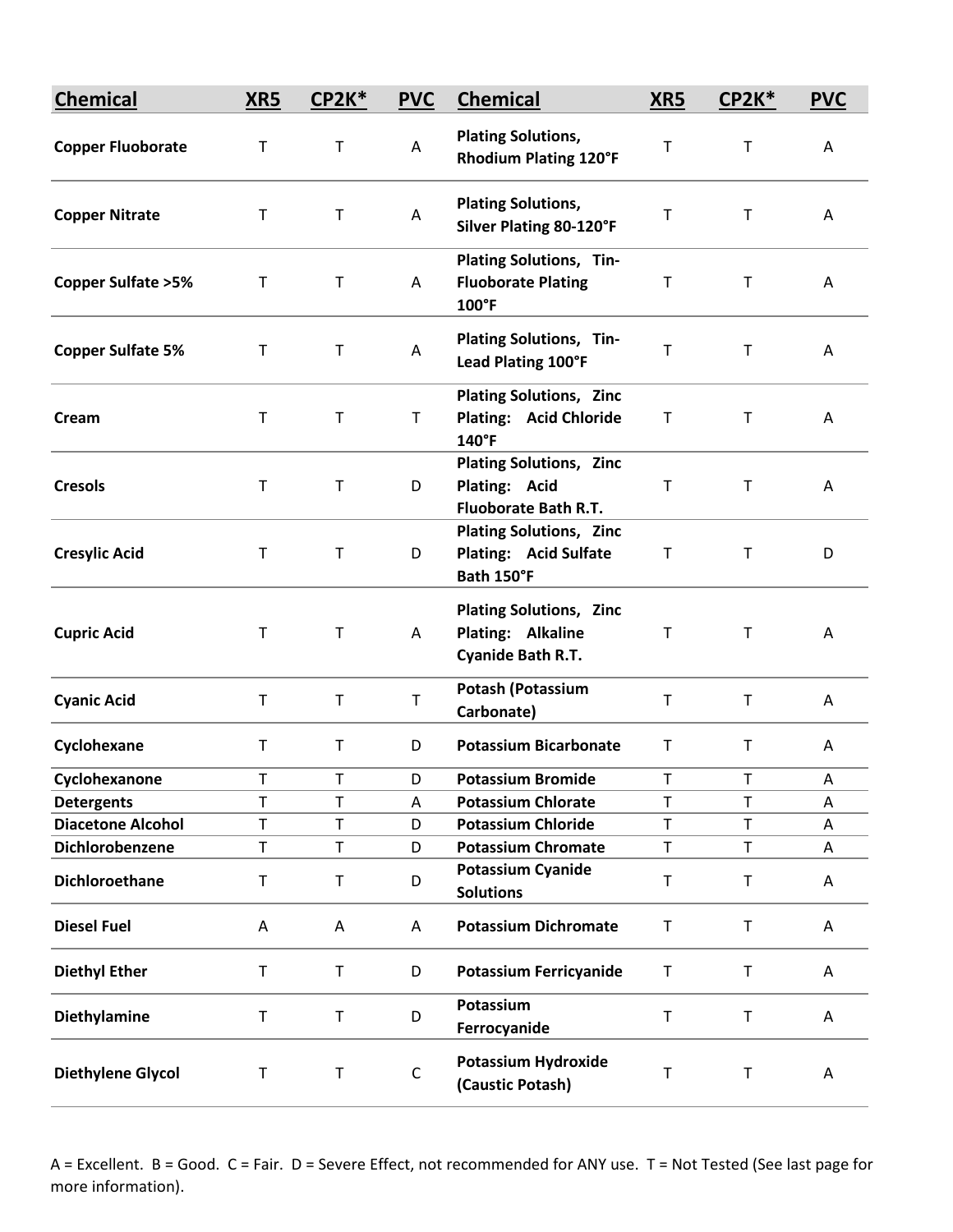| Chemical | XR5 | CP2K* | PVC | Chemical | XR5 | CP2K* | PVC |
|---|---|---|---|---|---|---|---|
| Copper Fluoborate | T | T | A | Plating Solutions, Rhodium Plating 120°F | T | T | A |
| Copper Nitrate | T | T | A | Plating Solutions, Silver Plating 80-120°F | T | T | A |
| Copper Sulfate >5% | T | T | A | Plating Solutions, Tin-Fluoborate Plating 100°F | T | T | A |
| Copper Sulfate 5% | T | T | A | Plating Solutions, Tin-Lead Plating 100°F | T | T | A |
| Cream | T | T | T | Plating Solutions, Zinc Plating: Acid Chloride 140°F | T | T | A |
| Cresols | T | T | D | Plating Solutions, Zinc Plating: Acid Fluoborate Bath R.T. | T | T | A |
| Cresylic Acid | T | T | D | Plating Solutions, Zinc Plating: Acid Sulfate Bath 150°F | T | T | D |
| Cupric Acid | T | T | A | Plating Solutions, Zinc Plating: Alkaline Cyanide Bath R.T. | T | T | A |
| Cyanic Acid | T | T | T | Potash (Potassium Carbonate) | T | T | A |
| Cyclohexane | T | T | D | Potassium Bicarbonate | T | T | A |
| Cyclohexanone | T | T | D | Potassium Bromide | T | T | A |
| Detergents | T | T | A | Potassium Chlorate | T | T | A |
| Diacetone Alcohol | T | T | D | Potassium Chloride | T | T | A |
| Dichlorobenzene | T | T | D | Potassium Chromate | T | T | A |
| Dichloroethane | T | T | D | Potassium Cyanide Solutions | T | T | A |
| Diesel Fuel | A | A | A | Potassium Dichromate | T | T | A |
| Diethyl Ether | T | T | D | Potassium Ferricyanide | T | T | A |
| Diethylamine | T | T | D | Potassium Ferrocyanide | T | T | A |
| Diethylene Glycol | T | T | C | Potassium Hydroxide (Caustic Potash) | T | T | A |

A = Excellent. B = Good. C = Fair. D = Severe Effect, not recommended for ANY use. T = Not Tested (See last page for more information).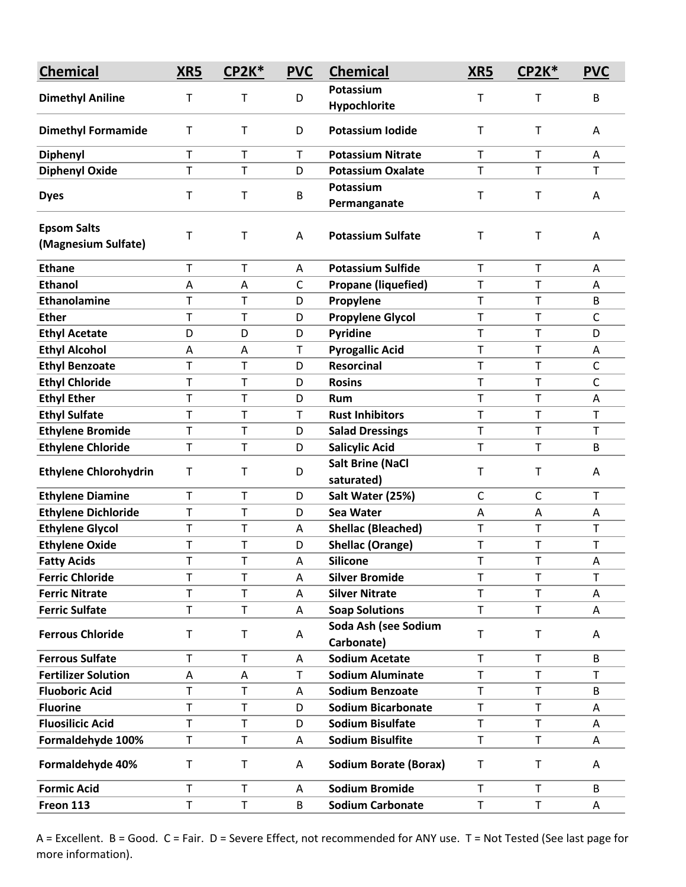| Chemical | XR5 | CP2K* | PVC | Chemical | XR5 | CP2K* | PVC |
|---|---|---|---|---|---|---|---|
| Dimethyl Aniline | T | T | D | Potassium Hypochlorite | T | T | B |
| Dimethyl Formamide | T | T | D | Potassium Iodide | T | T | A |
| Diphenyl | T | T | T | Potassium Nitrate | T | T | A |
| Diphenyl Oxide | T | T | D | Potassium Oxalate | T | T | T |
| Dyes | T | T | B | Potassium Permanganate | T | T | A |
| Epsom Salts (Magnesium Sulfate) | T | T | A | Potassium Sulfate | T | T | A |
| Ethane | T | T | A | Potassium Sulfide | T | T | A |
| Ethanol | A | A | C | Propane (liquefied) | T | T | A |
| Ethanolamine | T | T | D | Propylene | T | T | B |
| Ether | T | T | D | Propylene Glycol | T | T | C |
| Ethyl Acetate | D | D | D | Pyridine | T | T | D |
| Ethyl Alcohol | A | A | T | Pyrogallic Acid | T | T | A |
| Ethyl Benzoate | T | T | D | Resorcinal | T | T | C |
| Ethyl Chloride | T | T | D | Rosins | T | T | C |
| Ethyl Ether | T | T | D | Rum | T | T | A |
| Ethyl Sulfate | T | T | T | Rust Inhibitors | T | T | T |
| Ethylene Bromide | T | T | D | Salad Dressings | T | T | T |
| Ethylene Chloride | T | T | D | Salicylic Acid | T | T | B |
| Ethylene Chlorohydrin | T | T | D | Salt Brine (NaCl saturated) | T | T | A |
| Ethylene Diamine | T | T | D | Salt Water (25%) | C | C | T |
| Ethylene Dichloride | T | T | D | Sea Water | A | A | A |
| Ethylene Glycol | T | T | A | Shellac (Bleached) | T | T | T |
| Ethylene Oxide | T | T | D | Shellac (Orange) | T | T | T |
| Fatty Acids | T | T | A | Silicone | T | T | A |
| Ferric Chloride | T | T | A | Silver Bromide | T | T | T |
| Ferric Nitrate | T | T | A | Silver Nitrate | T | T | A |
| Ferric Sulfate | T | T | A | Soap Solutions | T | T | A |
| Ferrous Chloride | T | T | A | Soda Ash (see Sodium Carbonate) | T | T | A |
| Ferrous Sulfate | T | T | A | Sodium Acetate | T | T | B |
| Fertilizer Solution | A | A | T | Sodium Aluminate | T | T | T |
| Fluoboric Acid | T | T | A | Sodium Benzoate | T | T | B |
| Fluorine | T | T | D | Sodium Bicarbonate | T | T | A |
| Fluosilicic Acid | T | T | D | Sodium Bisulfate | T | T | A |
| Formaldehyde 100% | T | T | A | Sodium Bisulfite | T | T | A |
| Formaldehyde 40% | T | T | A | Sodium Borate (Borax) | T | T | A |
| Formic Acid | T | T | A | Sodium Bromide | T | T | B |
| Freon 113 | T | T | B | Sodium Carbonate | T | T | A |

A = Excellent. B = Good. C = Fair. D = Severe Effect, not recommended for ANY use. T = Not Tested (See last page for more information).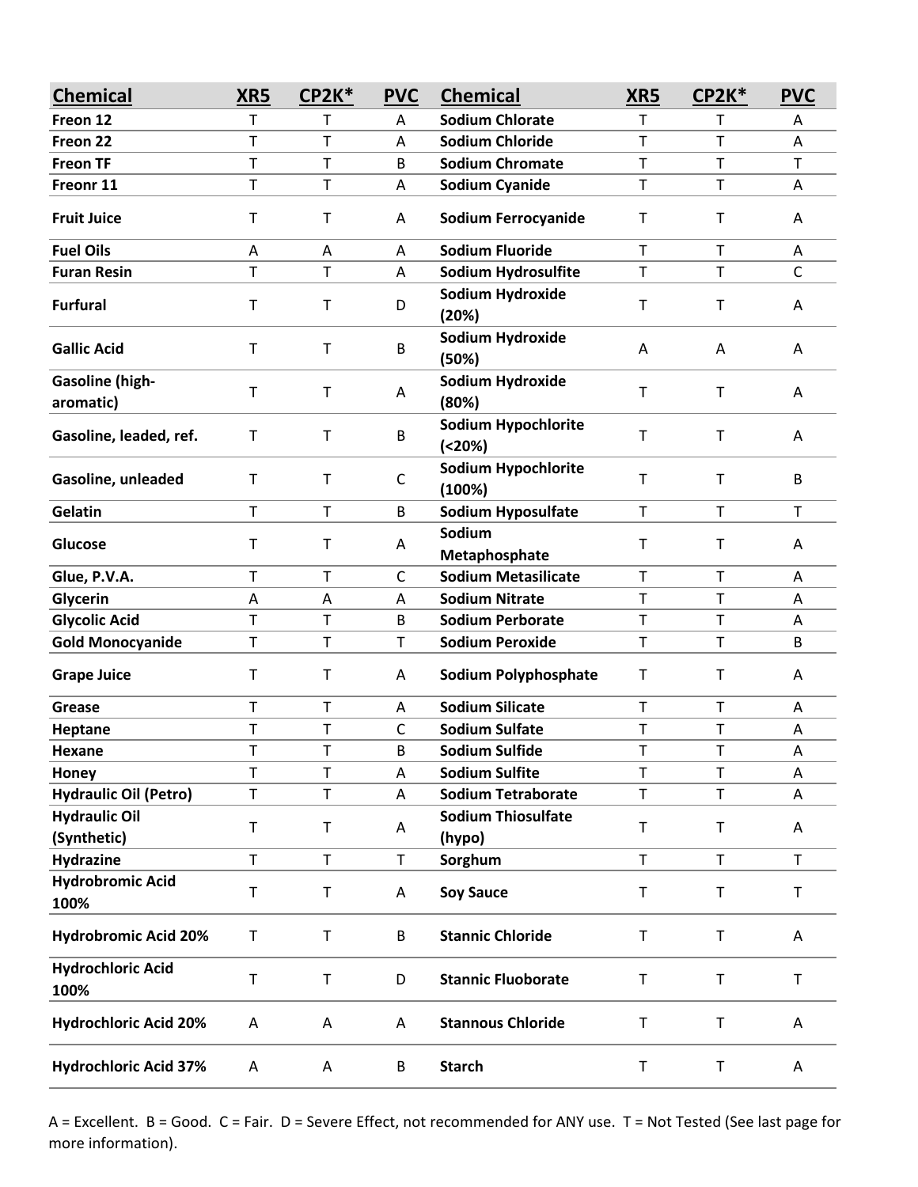| Chemical | XR5 | CP2K* | PVC | Chemical | XR5 | CP2K* | PVC |
|---|---|---|---|---|---|---|---|
| Freon 12 | T | T | A | Sodium Chlorate | T | T | A |
| Freon 22 | T | T | A | Sodium Chloride | T | T | A |
| Freon TF | T | T | B | Sodium Chromate | T | T | T |
| Freonr 11 | T | T | A | Sodium Cyanide | T | T | A |
| Fruit Juice | T | T | A | Sodium Ferrocyanide | T | T | A |
| Fuel Oils | A | A | A | Sodium Fluoride | T | T | A |
| Furan Resin | T | T | A | Sodium Hydrosulfite | T | T | C |
| Furfural | T | T | D | Sodium Hydroxide (20%) | T | T | A |
| Gallic Acid | T | T | B | Sodium Hydroxide (50%) | A | A | A |
| Gasoline (high-aromatic) | T | T | A | Sodium Hydroxide (80%) | T | T | A |
| Gasoline, leaded, ref. | T | T | B | Sodium Hypochlorite (<20%) | T | T | A |
| Gasoline, unleaded | T | T | C | Sodium Hypochlorite (100%) | T | T | B |
| Gelatin | T | T | B | Sodium Hyposulfate | T | T | T |
| Glucose | T | T | A | Sodium Metaphosphate | T | T | A |
| Glue, P.V.A. | T | T | C | Sodium Metasilicate | T | T | A |
| Glycerin | A | A | A | Sodium Nitrate | T | T | A |
| Glycolic Acid | T | T | B | Sodium Perborate | T | T | A |
| Gold Monocyanide | T | T | T | Sodium Peroxide | T | T | B |
| Grape Juice | T | T | A | Sodium Polyphosphate | T | T | A |
| Grease | T | T | A | Sodium Silicate | T | T | A |
| Heptane | T | T | C | Sodium Sulfate | T | T | A |
| Hexane | T | T | B | Sodium Sulfide | T | T | A |
| Honey | T | T | A | Sodium Sulfite | T | T | A |
| Hydraulic Oil (Petro) | T | T | A | Sodium Tetraborate | T | T | A |
| Hydraulic Oil (Synthetic) | T | T | A | Sodium Thiosulfate (hypo) | T | T | A |
| Hydrazine | T | T | T | Sorghum | T | T | T |
| Hydrobromic Acid 100% | T | T | A | Soy Sauce | T | T | T |
| Hydrobromic Acid 20% | T | T | B | Stannic Chloride | T | T | A |
| Hydrochloric Acid 100% | T | T | D | Stannic Fluoborate | T | T | T |
| Hydrochloric Acid 20% | A | A | A | Stannous Chloride | T | T | A |
| Hydrochloric Acid 37% | A | A | B | Starch | T | T | A |

A = Excellent. B = Good. C = Fair. D = Severe Effect, not recommended for ANY use. T = Not Tested (See last page for more information).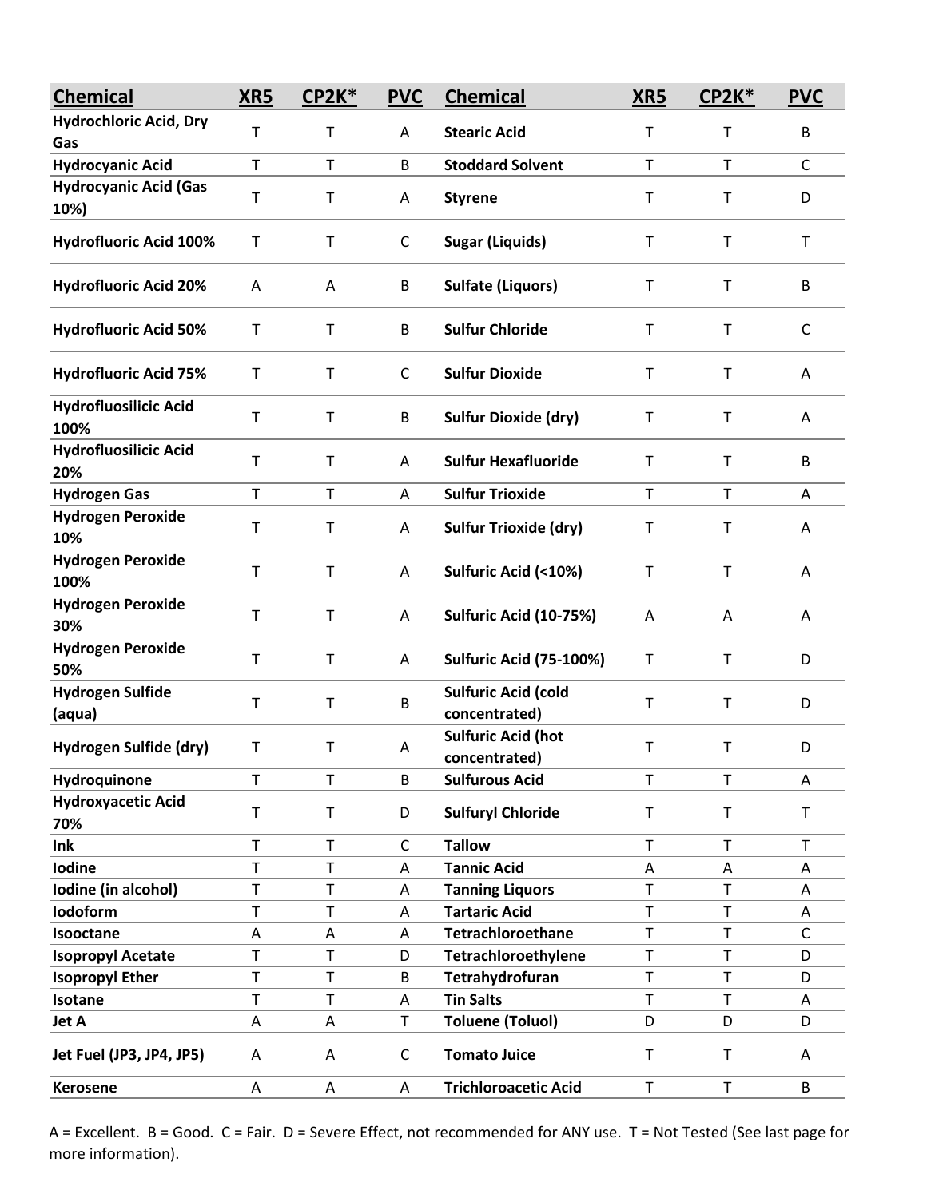| Chemical | XR5 | CP2K* | PVC | Chemical | XR5 | CP2K* | PVC |
|---|---|---|---|---|---|---|---|
| Hydrochloric Acid, Dry Gas | T | T | A | Stearic Acid | T | T | B |
| Hydrocyanic Acid | T | T | B | Stoddard Solvent | T | T | C |
| Hydrocyanic Acid (Gas 10%) | T | T | A | Styrene | T | T | D |
| Hydrofluoric Acid 100% | T | T | C | Sugar (Liquids) | T | T | T |
| Hydrofluoric Acid 20% | A | A | B | Sulfate (Liquors) | T | T | B |
| Hydrofluoric Acid 50% | T | T | B | Sulfur Chloride | T | T | C |
| Hydrofluoric Acid 75% | T | T | C | Sulfur Dioxide | T | T | A |
| Hydrofluosilicic Acid 100% | T | T | B | Sulfur Dioxide (dry) | T | T | A |
| Hydrofluosilicic Acid 20% | T | T | A | Sulfur Hexafluoride | T | T | B |
| Hydrogen Gas | T | T | A | Sulfur Trioxide | T | T | A |
| Hydrogen Peroxide 10% | T | T | A | Sulfur Trioxide (dry) | T | T | A |
| Hydrogen Peroxide 100% | T | T | A | Sulfuric Acid (<10%) | T | T | A |
| Hydrogen Peroxide 30% | T | T | A | Sulfuric Acid (10-75%) | A | A | A |
| Hydrogen Peroxide 50% | T | T | A | Sulfuric Acid (75-100%) | T | T | D |
| Hydrogen Sulfide (aqua) | T | T | B | Sulfuric Acid (cold concentrated) | T | T | D |
| Hydrogen Sulfide (dry) | T | T | A | Sulfuric Acid (hot concentrated) | T | T | D |
| Hydroquinone | T | T | B | Sulfurous Acid | T | T | A |
| Hydroxyacetic Acid 70% | T | T | D | Sulfuryl Chloride | T | T | T |
| Ink | T | T | C | Tallow | T | T | T |
| Iodine | T | T | A | Tannic Acid | A | A | A |
| Iodine (in alcohol) | T | T | A | Tanning Liquors | T | T | A |
| Iodoform | T | T | A | Tartaric Acid | T | T | A |
| Isooctane | A | A | A | Tetrachloroethane | T | T | C |
| Isopropyl Acetate | T | T | D | Tetrachloroethylene | T | T | D |
| Isopropyl Ether | T | T | B | Tetrahydrofuran | T | T | D |
| Isotane | T | T | A | Tin Salts | T | T | A |
| Jet A | A | A | T | Toluene (Toluol) | D | D | D |
| Jet Fuel (JP3, JP4, JP5) | A | A | C | Tomato Juice | T | T | A |
| Kerosene | A | A | A | Trichloroacetic Acid | T | T | B |

A = Excellent. B = Good. C = Fair. D = Severe Effect, not recommended for ANY use. T = Not Tested (See last page for more information).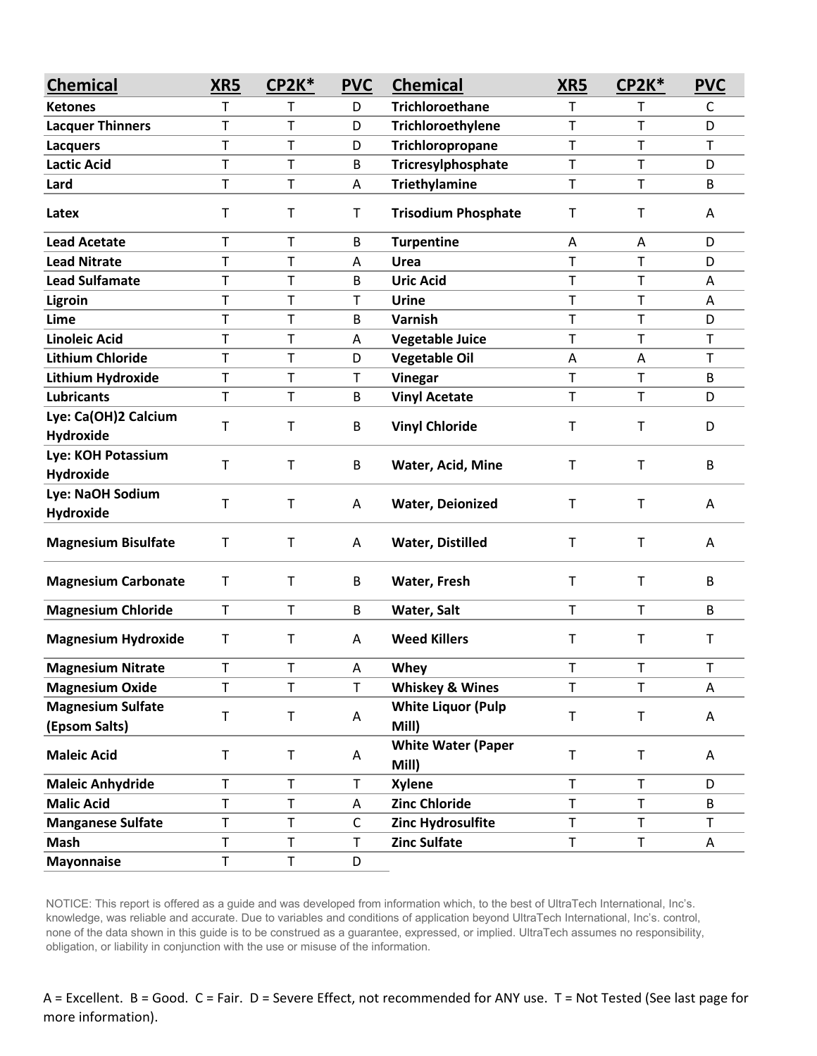| Chemical | XR5 | CP2K* | PVC | Chemical | XR5 | CP2K* | PVC |
|---|---|---|---|---|---|---|---|
| **Ketones** | T | T | D | **Trichloroethane** | T | T | C |
| **Lacquer Thinners** | T | T | D | **Trichloroethylene** | T | T | D |
| **Lacquers** | T | T | D | **Trichloropropane** | T | T | T |
| **Lactic Acid** | T | T | B | **Tricresylphosphate** | T | T | D |
| **Lard** | T | T | A | **Triethylamine** | T | T | B |
| **Latex** | T | T | T | **Trisodium Phosphate** | T | T | A |
| **Lead Acetate** | T | T | B | **Turpentine** | A | A | D |
| **Lead Nitrate** | T | T | A | **Urea** | T | T | D |
| **Lead Sulfamate** | T | T | B | **Uric Acid** | T | T | A |
| **Ligroin** | T | T | T | **Urine** | T | T | A |
| **Lime** | T | T | B | **Varnish** | T | T | D |
| **Linoleic Acid** | T | T | A | **Vegetable Juice** | T | T | T |
| **Lithium Chloride** | T | T | D | **Vegetable Oil** | A | A | T |
| **Lithium Hydroxide** | T | T | T | **Vinegar** | T | T | B |
| **Lubricants** | T | T | B | **Vinyl Acetate** | T | T | D |
| **Lye: Ca(OH)2 Calcium Hydroxide** | T | T | B | **Vinyl Chloride** | T | T | D |
| **Lye: KOH Potassium Hydroxide** | T | T | B | **Water, Acid, Mine** | T | T | B |
| **Lye: NaOH Sodium Hydroxide** | T | T | A | **Water, Deionized** | T | T | A |
| **Magnesium Bisulfate** | T | T | A | **Water, Distilled** | T | T | A |
| **Magnesium Carbonate** | T | T | B | **Water, Fresh** | T | T | B |
| **Magnesium Chloride** | T | T | B | **Water, Salt** | T | T | B |
| **Magnesium Hydroxide** | T | T | A | **Weed Killers** | T | T | T |
| **Magnesium Nitrate** | T | T | A | **Whey** | T | T | T |
| **Magnesium Oxide** | T | T | T | **Whiskey & Wines** | T | T | A |
| **Magnesium Sulfate (Epsom Salts)** | T | T | A | **White Liquor (Pulp Mill)** | T | T | A |
| **Maleic Acid** | T | T | A | **White Water (Paper Mill)** | T | T | A |
| **Maleic Anhydride** | T | T | T | **Xylene** | T | T | D |
| **Malic Acid** | T | T | A | **Zinc Chloride** | T | T | B |
| **Manganese Sulfate** | T | T | C | **Zinc Hydrosulfite** | T | T | T |
| **Mash** | T | T | T | **Zinc Sulfate** | T | T | A |
| **Mayonnaise** | T | T | D | | | | |

NOTICE: This report is offered as a guide and was developed from information which, to the best of UltraTech International, Inc's. knowledge, was reliable and accurate. Due to variables and conditions of application beyond UltraTech International, Inc's. control, none of the data shown in this guide is to be construed as a guarantee, expressed, or implied. UltraTech assumes no responsibility, obligation, or liability in conjunction with the use or misuse of the information.

A = Excellent. B = Good. C = Fair. D = Severe Effect, not recommended for ANY use. T = Not Tested (See last page for more information).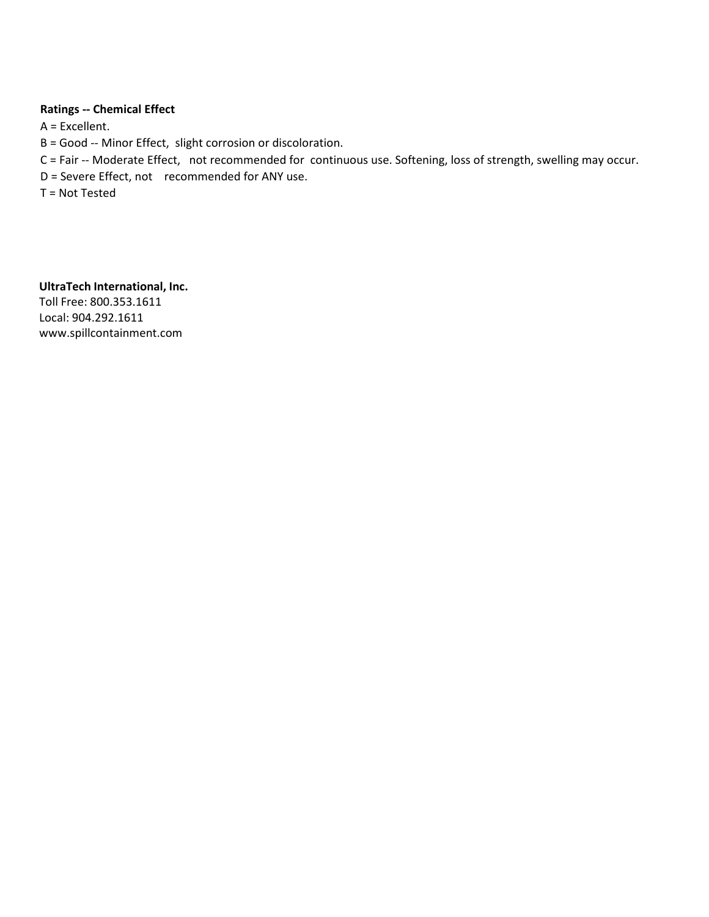**Ratings -- Chemical Effect**

A = Excellent.

B = Good -- Minor Effect, slight corrosion or discoloration.

C = Fair -- Moderate Effect, not recommended for continuous use. Softening, loss of strength, swelling may occur.

D = Severe Effect, not recommended for ANY use.

T = Not Tested

**UltraTech International, Inc.**
Toll Free: 800.353.1611
Local: 904.292.1611
www.spillcontainment.com